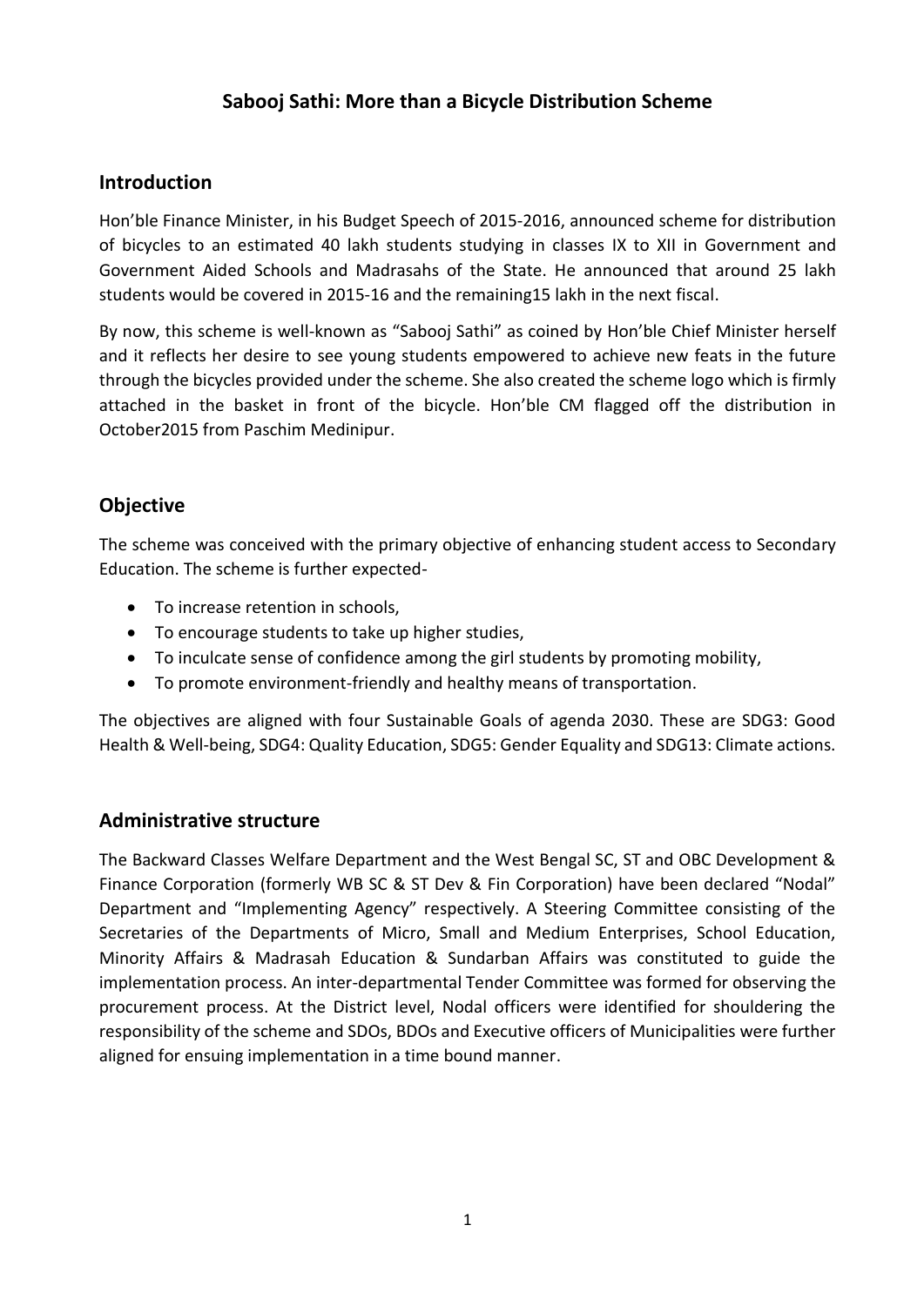# Sabooj Sathi: More than a Bicycle Distribution Scheme

## Introduction

Hon'ble Finance Minister, in his Budget Speech of 2015-2016, announced scheme for distribution of bicycles to an estimated 40 lakh students studying in classes IX to XII in Government and Government Aided Schools and Madrasahs of the State. He announced that around 25 lakh students would be covered in 2015-16 and the remaining15 lakh in the next fiscal.

By now, this scheme is well-known as "Sabooj Sathi" as coined by Hon'ble Chief Minister herself and it reflects her desire to see young students empowered to achieve new feats in the future through the bicycles provided under the scheme. She also created the scheme logo which is firmly attached in the basket in front of the bicycle. Hon'ble CM flagged off the distribution in October2015 from Paschim Medinipur.

## Objective

The scheme was conceived with the primary objective of enhancing student access to Secondary Education. The scheme is further expected-

- To increase retention in schools,
- To encourage students to take up higher studies,
- To inculcate sense of confidence among the girl students by promoting mobility,
- To promote environment-friendly and healthy means of transportation.

The objectives are aligned with four Sustainable Goals of agenda 2030. These are SDG3: Good Health & Well-being, SDG4: Quality Education, SDG5: Gender Equality and SDG13: Climate actions.

## Administrative structure

The Backward Classes Welfare Department and the West Bengal SC, ST and OBC Development & Finance Corporation (formerly WB SC & ST Dev & Fin Corporation) have been declared "Nodal" Department and "Implementing Agency" respectively. A Steering Committee consisting of the Secretaries of the Departments of Micro, Small and Medium Enterprises, School Education, Minority Affairs & Madrasah Education & Sundarban Affairs was constituted to guide the implementation process. An inter-departmental Tender Committee was formed for observing the procurement process. At the District level, Nodal officers were identified for shouldering the responsibility of the scheme and SDOs, BDOs and Executive officers of Municipalities were further aligned for ensuing implementation in a time bound manner.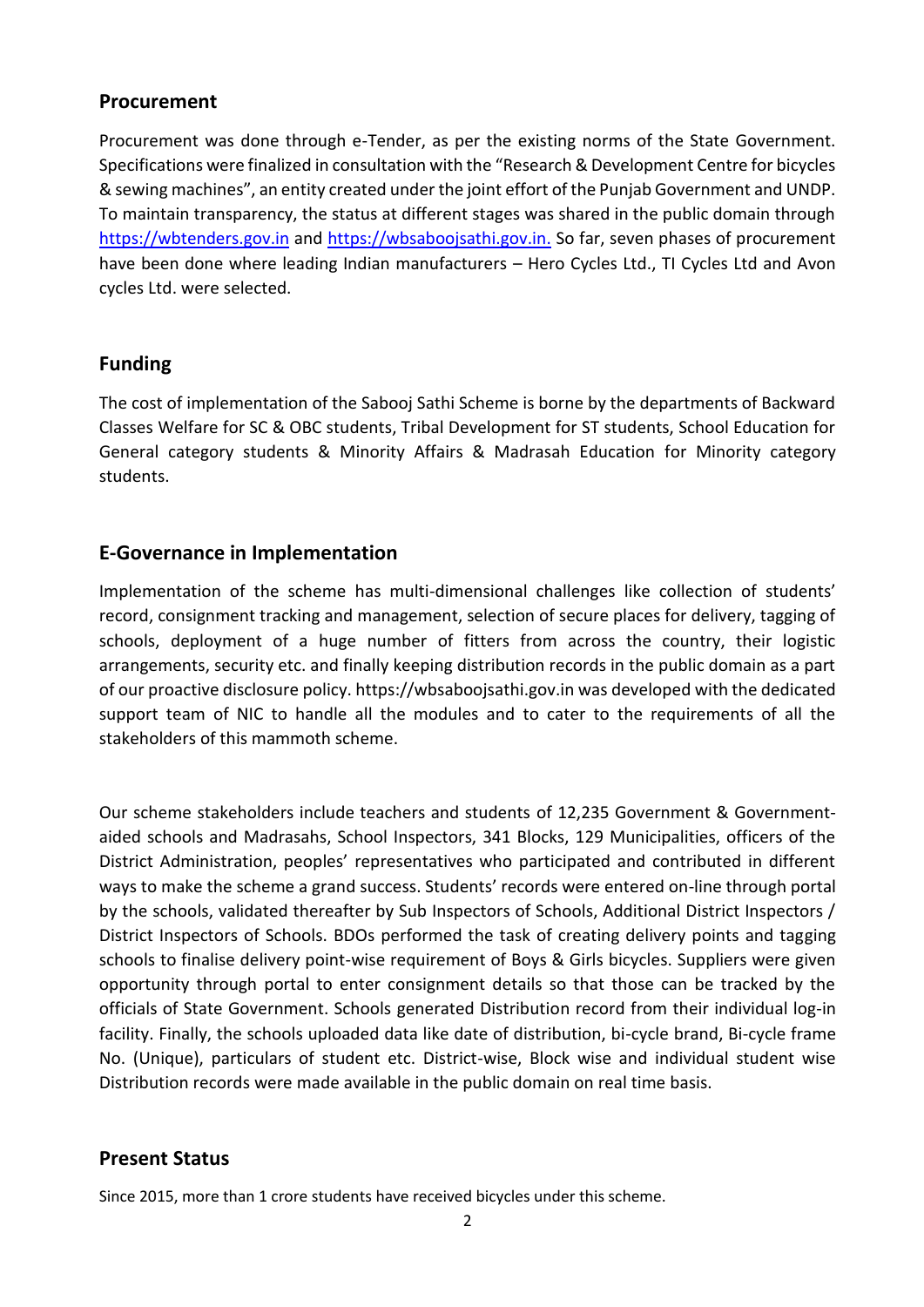## Procurement

Procurement was done through e-Tender, as per the existing norms of the State Government. Specifications were finalized in consultation with the "Research & Development Centre for bicycles & sewing machines", an entity created under the joint effort of the Punjab Government and UNDP. To maintain transparency, the status at different stages was shared in the public domain through https://wbtenders.gov.in and https://wbsaboojsathi.gov.in. So far, seven phases of procurement have been done where leading Indian manufacturers – Hero Cycles Ltd., TI Cycles Ltd and Avon cycles Ltd. were selected.

## Funding

The cost of implementation of the Sabooj Sathi Scheme is borne by the departments of Backward Classes Welfare for SC & OBC students, Tribal Development for ST students, School Education for General category students & Minority Affairs & Madrasah Education for Minority category students.

## E-Governance in Implementation

Implementation of the scheme has multi-dimensional challenges like collection of students' record, consignment tracking and management, selection of secure places for delivery, tagging of schools, deployment of a huge number of fitters from across the country, their logistic arrangements, security etc. and finally keeping distribution records in the public domain as a part of our proactive disclosure policy. https://wbsaboojsathi.gov.in was developed with the dedicated support team of NIC to handle all the modules and to cater to the requirements of all the stakeholders of this mammoth scheme.

Our scheme stakeholders include teachers and students of 12,235 Government & Government-aided schools and Madrasahs, School Inspectors, 341 Blocks, 129 Municipalities, officers of the District Administration, peoples' representatives who participated and contributed in different ways to make the scheme a grand success. Students' records were entered on-line through portal by the schools, validated thereafter by Sub Inspectors of Schools, Additional District Inspectors / District Inspectors of Schools. BDOs performed the task of creating delivery points and tagging schools to finalise delivery point-wise requirement of Boys & Girls bicycles. Suppliers were given opportunity through portal to enter consignment details so that those can be tracked by the officials of State Government. Schools generated Distribution record from their individual log-in facility. Finally, the schools uploaded data like date of distribution, bi-cycle brand, Bi-cycle frame No. (Unique), particulars of student etc. District-wise, Block wise and individual student wise Distribution records were made available in the public domain on real time basis.

## Present Status

Since 2015, more than 1 crore students have received bicycles under this scheme.